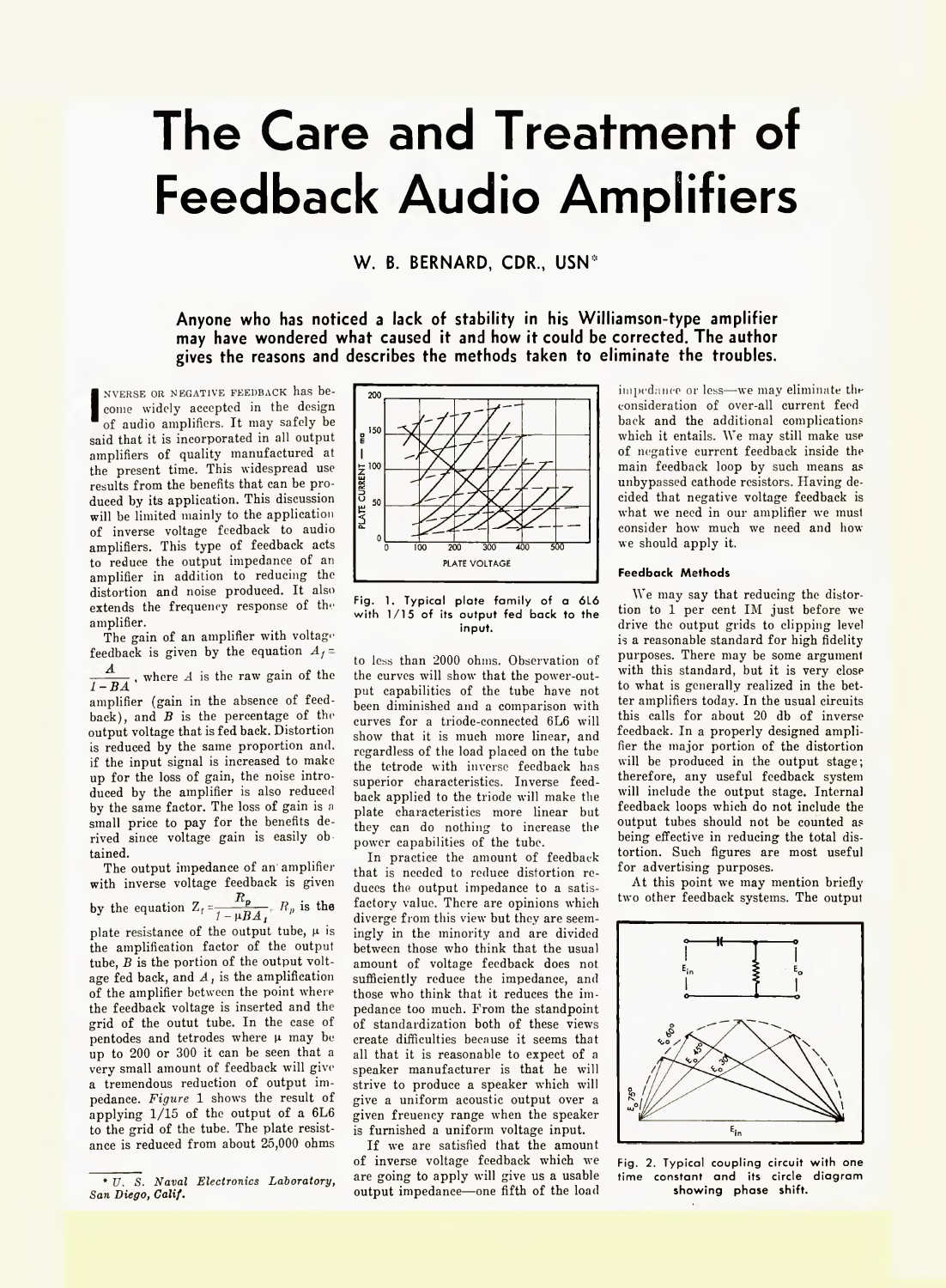# The Care and Treatment of Feedback Audio Amplifiers

W. B. BERNARD, CDR., USN*

**Anyone who has noticed a lack of stability in his Williamson-type amplifier may have wondered what caused it and how it could be corrected. The author gives the reasons and describes the methods taken to eliminate the troubles.**

INVERSE OR NEGATIVE FEEDBACK has become widely accepted in the design of audio amplifiers. It may safely be said that it is incorporated in all output amplifiers of quality manufactured at the present time. This widespread use results from the benefits that can be produced by its application. This discussion will be limited mainly to the application of inverse voltage feedback to audio amplifiers. This type of feedback acts to reduce the output impedance of an amplifier in addition to reducing the distortion and noise produced. It also extends the frequency response of the amplifier.

The gain of an amplifier with voltage feedback is given by the equation $A_f = \frac{A}{1 - BA}$, where $A$ is the raw gain of the amplifier (gain in the absence of feedback), and $B$ is the percentage of the output voltage that is fed back. Distortion is reduced by the same proportion and, if the input signal is increased to make up for the loss of gain, the noise introduced by the amplifier is also reduced by the same factor. The loss of gain is a small price to pay for the benefits derived since voltage gain is easily obtained.

The output impedance of an amplifier with inverse voltage feedback is given by the equation $Z_f = \frac{R_p}{1 - \mu B A_1}$. $R_p$ is the plate resistance of the output tube, $\mu$ is the amplification factor of the output tube, $B$ is the portion of the output voltage fed back, and $A_1$ is the amplification of the amplifier between the point where the feedback voltage is inserted and the grid of the outut tube. In the case of pentodes and tetrodes where $\mu$ may be up to 200 or 300 it can be seen that a very small amount of feedback will give a tremendous reduction of output impedance. *Figure* 1 shows the result of applying 1/15 of the output of a 6L6 to the grid of the tube. The plate resistance is reduced from about 25,000 ohms to less than 2000 ohms. Observation of the curves will show that the power-output capabilities of the tube have not been diminished and a comparison with curves for a triode-connected 6L6 will show that it is much more linear, and regardless of the load placed on the tube the tetrode with inverse feedback has superior characteristics. Inverse feedback applied to the triode will make the plate characteristics more linear but they can do nothing to increase the power capabilities of the tube.

Fig. 1. Typical plate family of a 6L6 with 1/15 of its output fed back to the input.

In practice the amount of feedback that is needed to reduce distortion reduces the output impedance to a satisfactory value. There are opinions which diverge from this view but they are seemingly in the minority and are divided between those who think that the usual amount of voltage feedback does not sufficiently reduce the impedance, and those who think that it reduces the impedance too much. From the standpoint of standardization both of these views create difficulties because it seems that all that it is reasonable to expect of a speaker manufacturer is that he will strive to produce a speaker which will give a uniform acoustic output over a given freuency range when the speaker is furnished a uniform voltage input.

If we are satisfied that the amount of inverse voltage feedback which we are going to apply will give us a usable output impedance—one fifth of the load impedance or less—we may eliminate the consideration of over-all current feedback and the additional complications which it entails. We may still make use of negative current feedback inside the main feedback loop by such means as unbypassed cathode resistors. Having decided that negative voltage feedback is what we need in our amplifier we must consider how much we need and how we should apply it.

### Feedback Methods

We may say that reducing the distortion to 1 per cent IM just before we drive the output grids to clipping level is a reasonable standard for high fidelity purposes. There may be some argument with this standard, but it is very close to what is generally realized in the better amplifiers today. In the usual circuits this calls for about 20 db of inverse feedback. In a properly designed amplifier the major portion of the distortion will be produced in the output stage; therefore, any useful feedback system will include the output stage. Internal feedback loops which do not include the output tubes should not be counted as being effective in reducing the total distortion. Such figures are most useful for advertising purposes.

At this point we may mention briefly two other feedback systems. The output

Fig. 2. Typical coupling circuit with one time constant and its circle diagram showing phase shift.

---

\* *U. S. Naval Electronics Laboratory, San Diego, Calif.*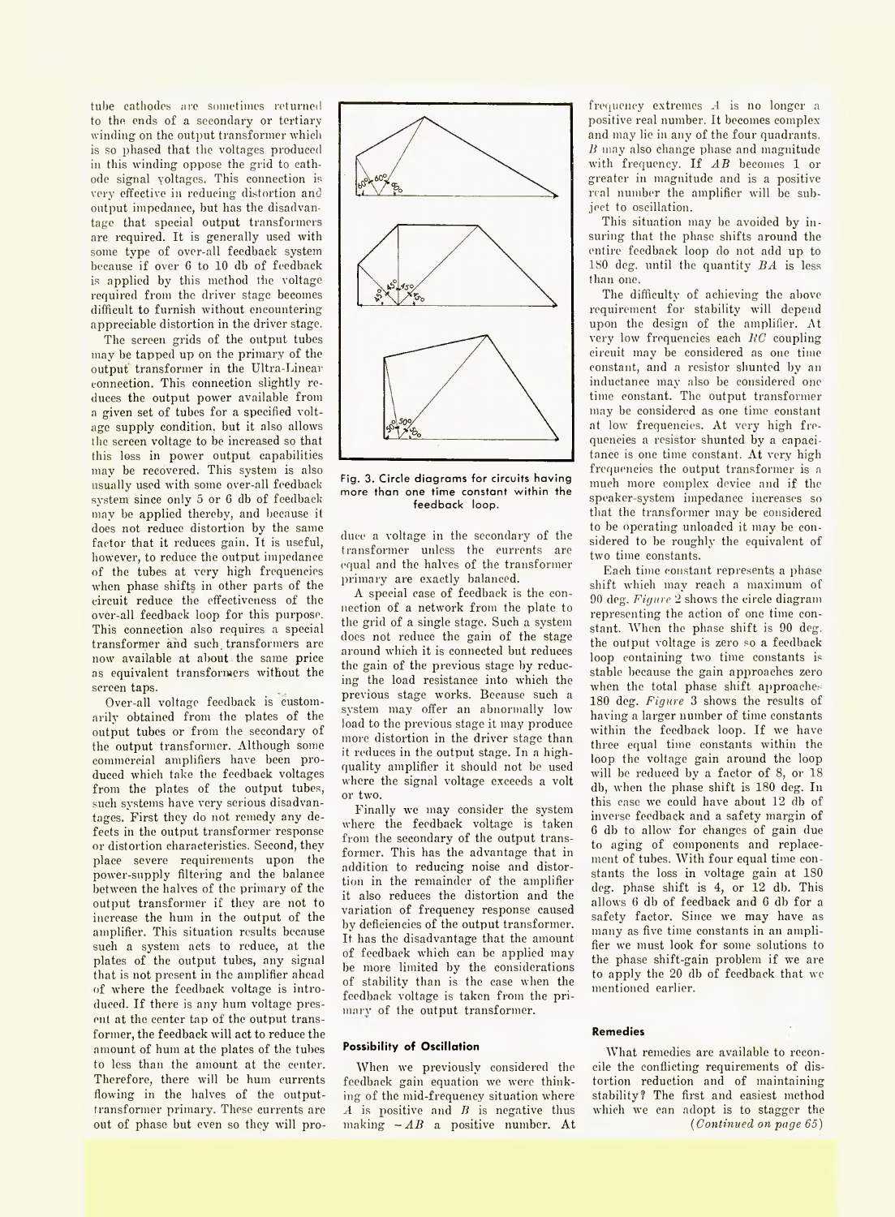tube cathodes are sometimes returned to the ends of a secondary or tertiary winding on the output transformer which is so phased that the voltages produced in this winding oppose the grid to cathode signal voltages. This connection is very effective in reducing distortion and output impedance, but has the disadvantage that special output transformers are required. It is generally used with some type of over-all feedback system because if over 6 to 10 db of feedback is applied by this method the voltage required from the driver stage becomes difficult to furnish without encountering appreciable distortion in the driver stage.

The screen grids of the output tubes may be tapped up on the primary of the output transformer in the Ultra-Linear connection. This connection slightly reduces the output power available from a given set of tubes for a specified voltage supply condition, but it also allows the screen voltage to be increased so that this loss in power output capabilities may be recovered. This system is also usually used with some over-all feedback system since only 5 or 6 db of feedback may be applied thereby, and because it does not reduce distortion by the same factor that it reduces gain. It is useful, however, to reduce the output impedance of the tubes at very high frequencies when phase shifts in other parts of the circuit reduce the effectiveness of the over-all feedback loop for this purpose. This connection also requires a special transformer and such transformers are now available at about the same price as equivalent transformers without the screen taps.

Over-all voltage feedback is customarily obtained from the plates of the output tubes or from the secondary of the output transformer. Although some commercial amplifiers have been produced which take the feedback voltages from the plates of the output tubes, such systems have very serious disadvantages. First they do not remedy any defects in the output transformer response or distortion characteristics. Second, they place severe requirements upon the power-supply filtering and the balance between the halves of the primary of the output transformer if they are not to increase the hum in the output of the amplifier. This situation results because such a system acts to reduce, at the plates of the output tubes, any signal that is not present in the amplifier ahead of where the feedback voltage is introduced. If there is any hum voltage present at the center tap of the output transformer, the feedback will act to reduce the amount of hum at the plates of the tubes to less than the amount at the center. Therefore, there will be hum currents flowing in the halves of the output-transformer primary. These currents are out of phase but even so they will produce a voltage in the secondary of the transformer unless the currents are equal and the halves of the transformer primary are exactly balanced.

Fig. 3. Circle diagrams for circuits having more than one time constant within the feedback loop.

A special case of feedback is the connection of a network from the plate to the grid of a single stage. Such a system does not reduce the gain of the stage around which it is connected but reduces the gain of the previous stage by reducing the load resistance into which the previous stage works. Because such a system may offer an abnormally low load to the previous stage it may produce more distortion in the driver stage than it reduces in the output stage. In a high-quality amplifier it should not be used where the signal voltage exceeds a volt or two.

Finally we may consider the system where the feedback voltage is taken from the secondary of the output transformer. This has the advantage that in addition to reducing noise and distortion in the remainder of the amplifier it also reduces the distortion and the variation of frequency response caused by deficiencies of the output transformer. It has the disadvantage that the amount of feedback which can be applied may be more limited by the considerations of stability than is the case when the feedback voltage is taken from the primary of the output transformer.

#### Possibility of Oscillation

When we previously considered the feedback gain equation we were thinking of the mid-frequency situation where $A$ is positive and $B$ is negative thus making $-AB$ a positive number. At frequency extremes $A$ is no longer a positive real number. It becomes complex and may lie in any of the four quadrants. $B$ may also change phase and magnitude with frequency. If $AB$ becomes 1 or greater in magnitude and is a positive real number the amplifier will be subject to oscillation.

This situation may be avoided by insuring that the phase shifts around the entire feedback loop do not add up to 180 deg. until the quantity $BA$ is less than one.

The difficulty of achieving the above requirement for stability will depend upon the design of the amplifier. At very low frequencies each $RC$ coupling circuit may be considered as one time constant, and a resistor shunted by an inductance may also be considered one time constant. The output transformer may be considered as one time constant at low frequencies. At very high frequencies a resistor shunted by a capacitance is one time constant. At very high frequencies the output transformer is a much more complex device and if the speaker-system impedance increases so that the transformer may be considered to be operating unloaded it may be considered to be roughly the equivalent of two time constants.

Each time constant represents a phase shift which may reach a maximum of 90 deg. *Figure* 2 shows the circle diagram representing the action of one time constant. When the phase shift is 90 deg. the output voltage is zero so a feedback loop containing two time constants is stable because the gain approaches zero when the total phase shift approaches 180 deg. *Figure* 3 shows the results of having a larger number of time constants within the feedback loop. If we have three equal time constants within the loop the voltage gain around the loop will be reduced by a factor of 8, or 18 db, when the phase shift is 180 deg. In this case we could have about 12 db of inverse feedback and a safety margin of 6 db to allow for changes of gain due to aging of components and replacement of tubes. With four equal time constants the loss in voltage gain at 180 deg. phase shift is 4, or 12 db. This allows 6 db of feedback and 6 db for a safety factor. Since we may have as many as five time constants in an amplifier we must look for some solutions to the phase shift-gain problem if we are to apply the 20 db of feedback that we mentioned earlier.

#### Remedies

What remedies are available to reconcile the conflicting requirements of distortion reduction and of maintaining stability? The first and easiest method which we can adopt is to stagger the

*(Continued on page 65)*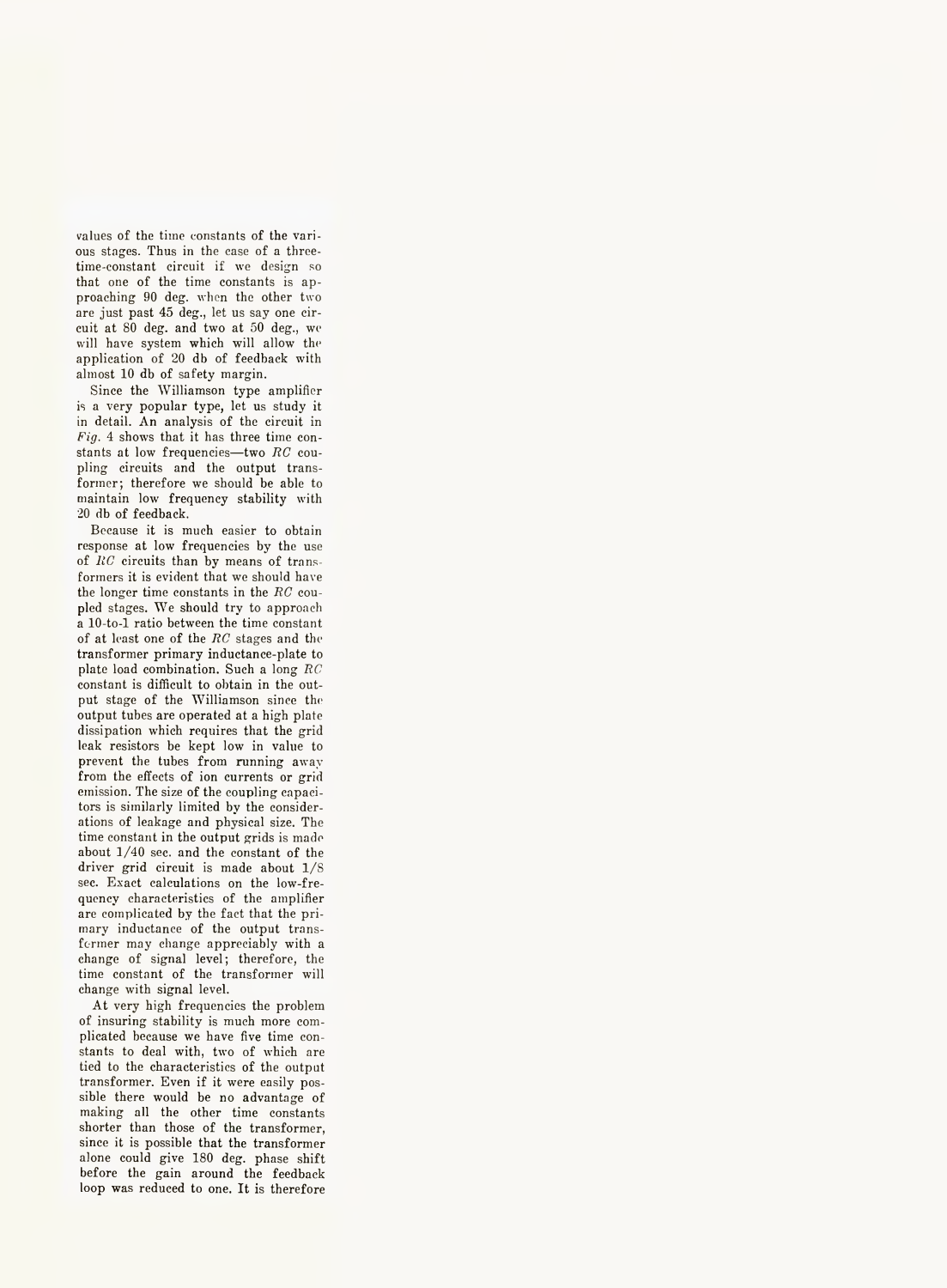values of the time constants of the various stages. Thus in the case of a three-time-constant circuit if we design so that one of the time constants is approaching 90 deg. when the other two are just past 45 deg., let us say one circuit at 80 deg. and two at 50 deg., we will have system which will allow the application of 20 db of feedback with almost 10 db of safety margin.

Since the Williamson type amplifier is a very popular type, let us study it in detail. An analysis of the circuit in *Fig.* 4 shows that it has three time constants at low frequencies—two *RC* coupling circuits and the output transformer; therefore we should be able to maintain low frequency stability with 20 db of feedback.

Because it is much easier to obtain response at low frequencies by the use of *RC* circuits than by means of transformers it is evident that we should have the longer time constants in the *RC* coupled stages. We should try to approach a 10-to-1 ratio between the time constant of at least one of the *RC* stages and the transformer primary inductance-plate to plate load combination. Such a long *RC* constant is difficult to obtain in the output stage of the Williamson since the output tubes are operated at a high plate dissipation which requires that the grid leak resistors be kept low in value to prevent the tubes from running away from the effects of ion currents or grid emission. The size of the coupling capacitors is similarly limited by the considerations of leakage and physical size. The time constant in the output grids is made about 1/40 sec. and the constant of the driver grid circuit is made about 1/8 sec. Exact calculations on the low-frequency characteristics of the amplifier are complicated by the fact that the primary inductance of the output transformer may change appreciably with a change of signal level; therefore, the time constant of the transformer will change with signal level.

At very high frequencies the problem of insuring stability is much more complicated because we have five time constants to deal with, two of which are tied to the characteristics of the output transformer. Even if it were easily possible there would be no advantage of making all the other time constants shorter than those of the transformer, since it is possible that the transformer alone could give 180 deg. phase shift before the gain around the feedback loop was reduced to one. It is therefore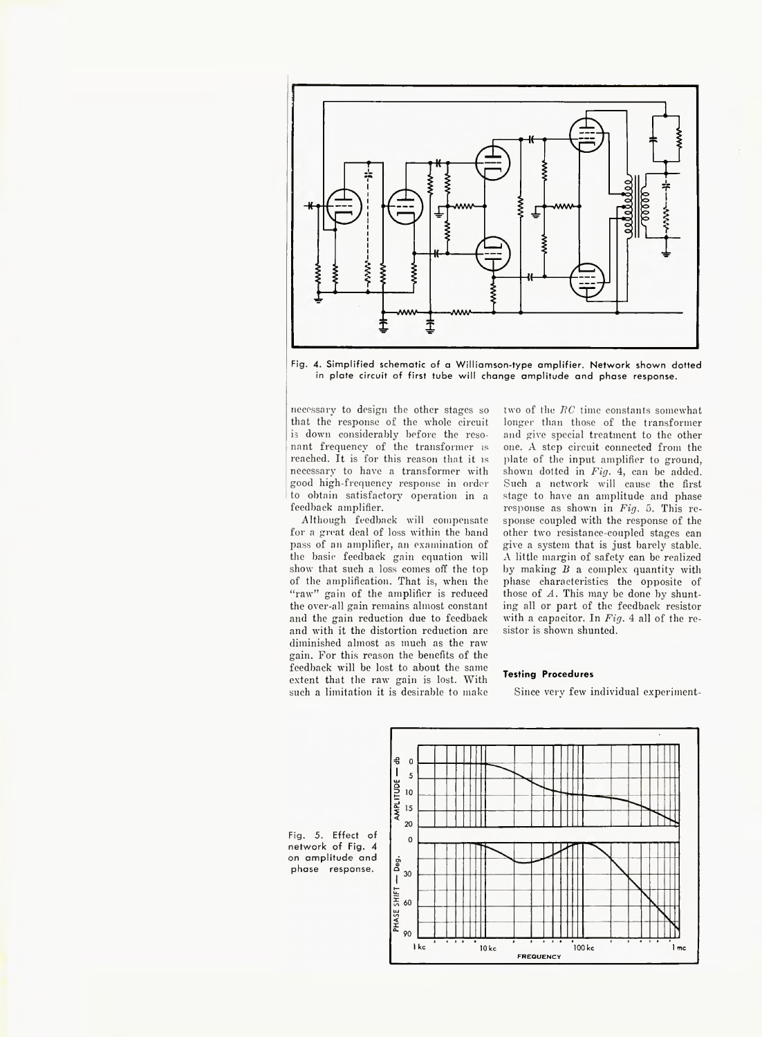Fig. 4. Simplified schematic of a Williamson-type amplifier. Network shown dotted in plate circuit of first tube will change amplitude and phase response.

necessary to design the other stages so that the response of the whole circuit is down considerably before the resonant frequency of the transformer is reached. It is for this reason that it is necessary to have a transformer with good high-frequency response in order to obtain satisfactory operation in a feedback amplifier.

Although feedback will compensate for a great deal of loss within the band pass of an amplifier, an examination of the basic feedback gain equation will show that such a loss comes off the top of the amplification. That is, when the "raw" gain of the amplifier is reduced the over-all gain remains almost constant and the gain reduction due to feedback and with it the distortion reduction are diminished almost as much as the raw gain. For this reason the benefits of the feedback will be lost to about the same extent that the raw gain is lost. With such a limitation it is desirable to make two of the *RC* time constants somewhat longer than those of the transformer and give special treatment to the other one. A step circuit connected from the plate of the input amplifier to ground, shown dotted in *Fig.* 4, can be added. Such a network will cause the first stage to have an amplitude and phase response as shown in *Fig.* 5. This response coupled with the response of the other two resistance-coupled stages can give a system that is just barely stable. A little margin of safety can be realized by making $B$ a complex quantity with phase characteristics the opposite of those of $A$. This may be done by shunting all or part of the feedback resistor with a capacitor. In *Fig.* 4 all of the resistor is shown shunted.

### Testing Procedures

Since very few individual experiment-

Fig. 5. Effect of network of Fig. 4 on amplitude and phase response.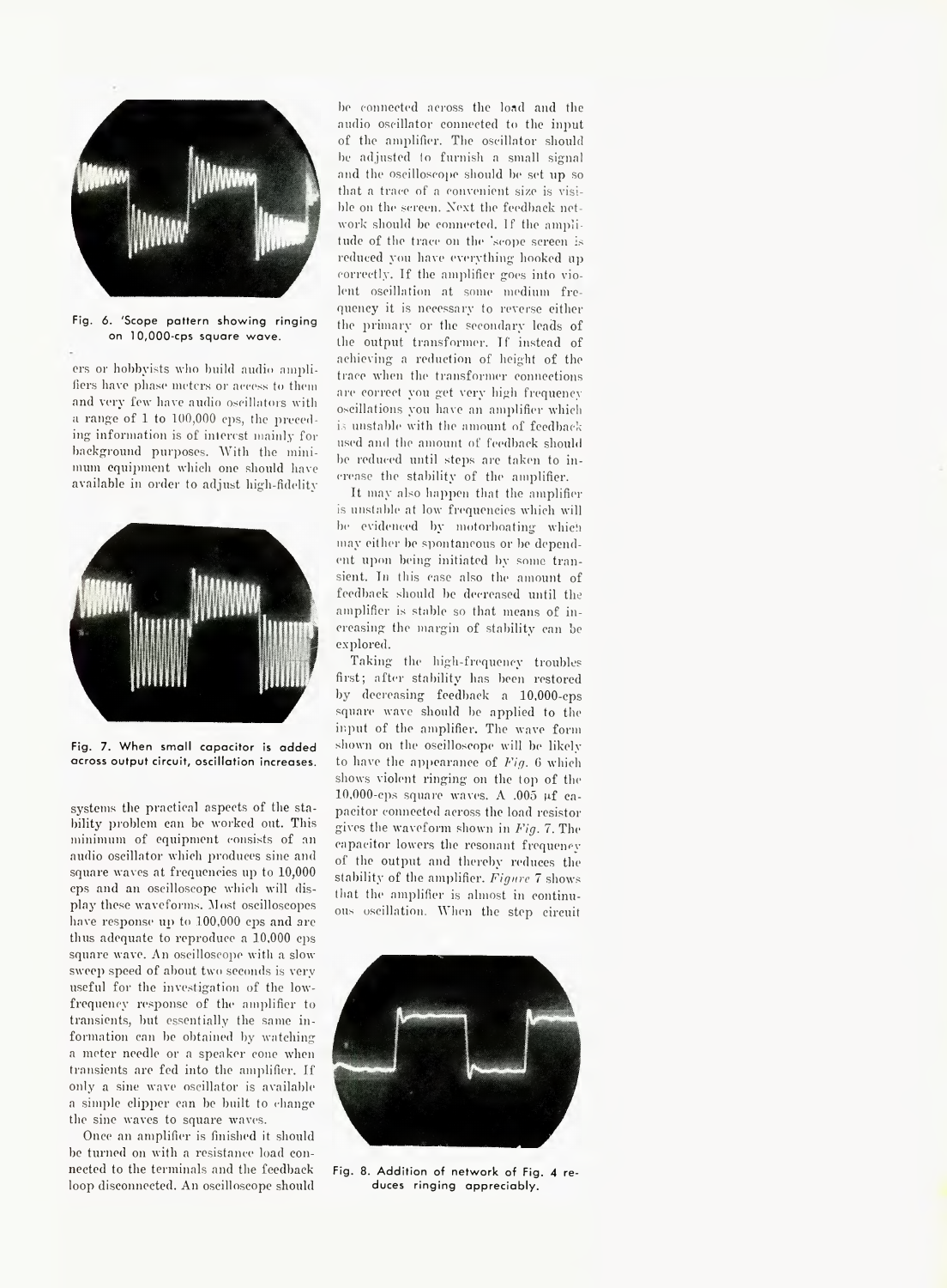Fig. 6. 'Scope pattern showing ringing on 10,000-cps square wave.

ers or hobbyists who build audio amplifiers have phase meters or access to them and very few have audio oscillators with a range of 1 to 100,000 cps, the preceding information is of interest mainly for background purposes. With the minimum equipment which one should have available in order to adjust high-fidelity systems the practical aspects of the stability problem can be worked out. This minimum of equipment consists of an audio oscillator which produces sine and square waves at frequencies up to 10,000 cps and an oscilloscope which will display these waveforms. Most oscilloscopes have response up to 100,000 cps and are thus adequate to reproduce a 10,000 cps square wave. An oscilloscope with a slow sweep speed of about two seconds is very useful for the investigation of the low-frequency response of the amplifier to transients, but essentially the same information can be obtained by watching a meter needle or a speaker cone when transients are fed into the amplifier. If only a sine wave oscillator is available a simple clipper can be built to change the sine waves to square waves.

Fig. 7. When small capacitor is added across output circuit, oscillation increases.

Once an amplifier is finished it should be turned on with a resistance load connected to the terminals and the feedback loop disconnected. An oscilloscope should be connected across the load and the audio oscillator connected to the input of the amplifier. The oscillator should be adjusted to furnish a small signal and the oscilloscope should be set up so that a trace of a convenient size is visible on the screen. Next the feedback network should be connected. If the amplitude of the trace on the 'scope screen is reduced you have everything hooked up correctly. If the amplifier goes into violent oscillation at some medium frequency it is necessary to reverse either the primary or the secondary leads of the output transformer. If instead of achieving a reduction of height of the trace when the transformer connections are correct you get very high frequency oscillations you have an amplifier which is unstable with the amount of feedback used and the amount of feedback should be reduced until steps are taken to increase the stability of the amplifier.

It may also happen that the amplifier is unstable at low frequencies which will be evidenced by motorboating which may either be spontaneous or be dependent upon being initiated by some transient. In this case also the amount of feedback should be decreased until the amplifier is stable so that means of increasing the margin of stability can be explored.

Taking the high-frequency troubles first; after stability has been restored by decreasing feedback a 10,000-cps square wave should be applied to the input of the amplifier. The wave form shown on the oscilloscope will be likely to have the appearance of *Fig.* 6 which shows violent ringing on the top of the 10,000-cps square waves. A .005 μf capacitor connected across the load resistor gives the waveform shown in *Fig.* 7. The capacitor lowers the resonant frequency of the output and thereby reduces the stability of the amplifier. *Figure* 7 shows that the amplifier is almost in continuous oscillation. When the step circuit

Fig. 8. Addition of network of Fig. 4 reduces ringing appreciably.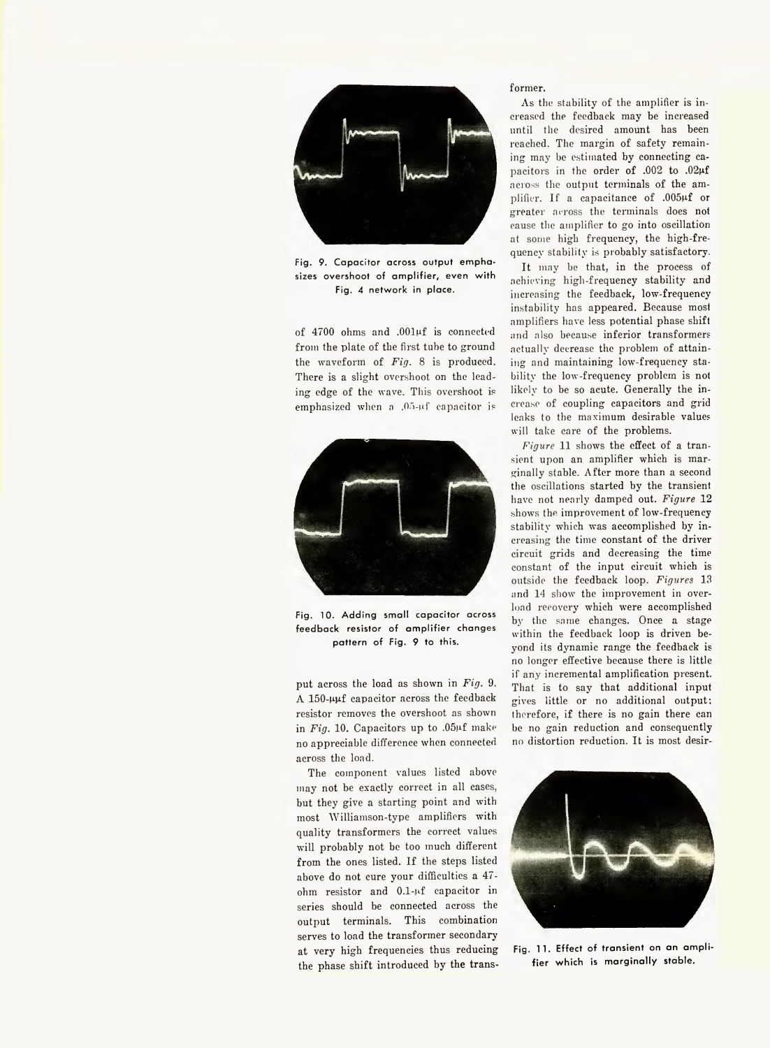Fig. 9. Capacitor across output emphasizes overshoot of amplifier, even with Fig. 4 network in place.

of 4700 ohms and .001μf is connected from the plate of the first tube to ground the waveform of *Fig.* 8 is produced. There is a slight overshoot on the leading edge of the wave. This overshoot is emphasized when a .05-μf capacitor is

Fig. 10. Adding small capacitor across feedback resistor of amplifier changes pattern of Fig. 9 to this.

put across the load as shown in *Fig.* 9. A 150-μμf capacitor across the feedback resistor removes the overshoot as shown in *Fig.* 10. Capacitors up to .05μf make no appreciable difference when connected across the load.

The component values listed above may not be exactly correct in all cases, but they give a starting point and with most Williamson-type amplifiers with quality transformers the correct values will probably not be too much different from the ones listed. If the steps listed above do not cure your difficulties a 47-ohm resistor and 0.1-μf capacitor in series should be connected across the output terminals. This combination serves to load the transformer secondary at very high frequencies thus reducing the phase shift introduced by the transformer.

As the stability of the amplifier is increased the feedback may be increased until the desired amount has been reached. The margin of safety remaining may be estimated by connecting capacitors in the order of .002 to .02μf across the output terminals of the amplifier. If a capacitance of .005μf or greater across the terminals does not cause the amplifier to go into oscillation at some high frequency, the high-frequency stability is probably satisfactory.

It may be that, in the process of achieving high-frequency stability and increasing the feedback, low-frequency instability has appeared. Because most amplifiers have less potential phase shift and also because inferior transformers actually decrease the problem of attaining and maintaining low-frequency stability the low-frequency problem is not likely to be so acute. Generally the increase of coupling capacitors and grid leaks to the maximum desirable values will take care of the problems.

*Figure* 11 shows the effect of a transient upon an amplifier which is marginally stable. After more than a second the oscillations started by the transient have not nearly damped out. *Figure* 12 shows the improvement of low-frequency stability which was accomplished by increasing the time constant of the driver circuit grids and decreasing the time constant of the input circuit which is outside the feedback loop. *Figures* 13 and 14 show the improvement in overload recovery which were accomplished by the same changes. Once a stage within the feedback loop is driven beyond its dynamic range the feedback is no longer effective because there is little if any incremental amplification present. That is to say that additional input gives little or no additional output: therefore, if there is no gain there can be no gain reduction and consequently no distortion reduction. It is most desir-

Fig. 11. Effect of transient on an amplifier which is marginally stable.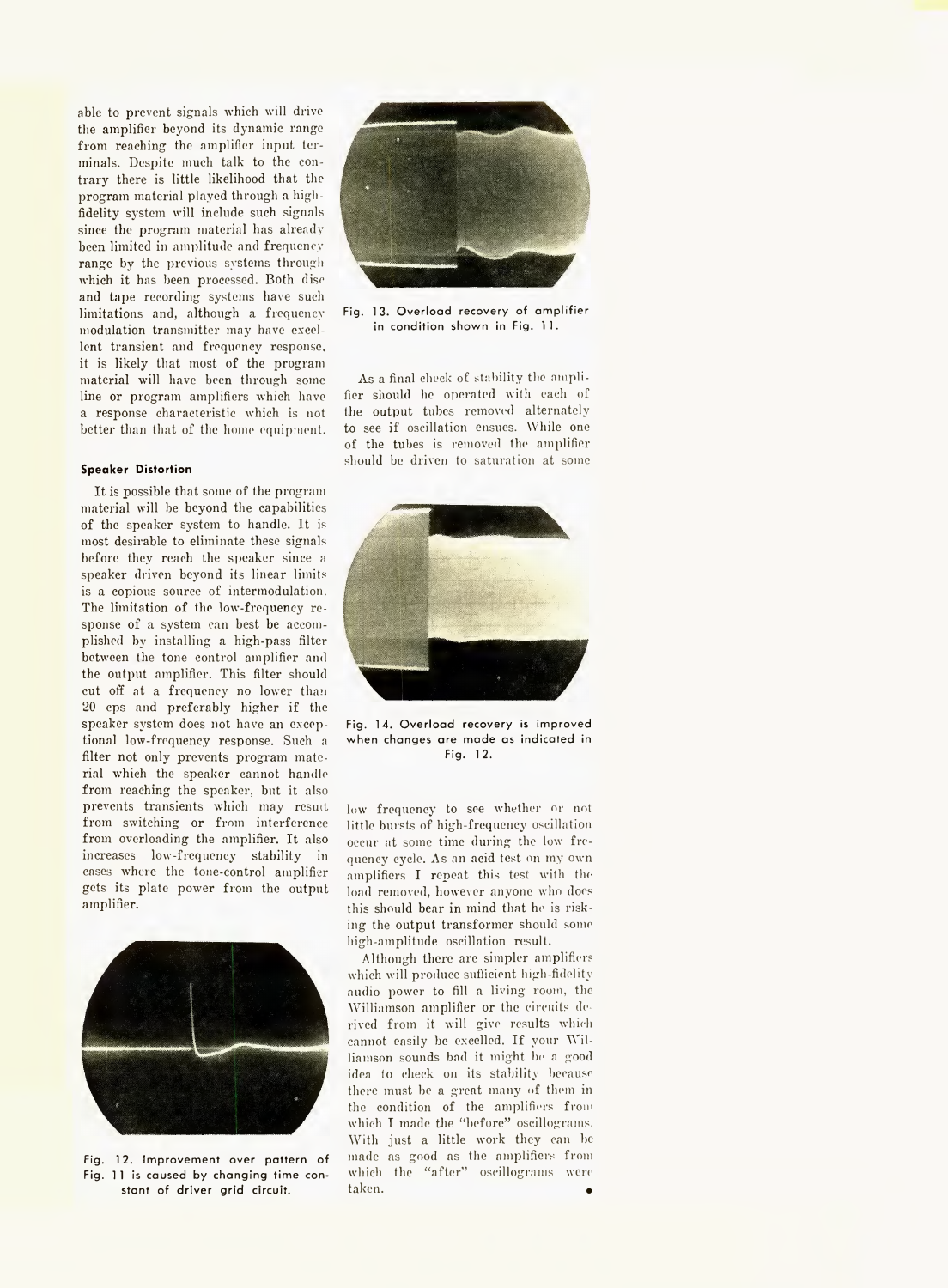able to prevent signals which will drive the amplifier beyond its dynamic range from reaching the amplifier input terminals. Despite much talk to the contrary there is little likelihood that the program material played through a high-fidelity system will include such signals since the program material has already been limited in amplitude and frequency range by the previous systems through which it has been processed. Both disc and tape recording systems have such limitations and, although a frequency modulation transmitter may have excellent transient and frequency response, it is likely that most of the program material will have been through some line or program amplifiers which have a response characteristic which is not better than that of the home equipment.

#### Speaker Distortion

It is possible that some of the program material will be beyond the capabilities of the speaker system to handle. It is most desirable to eliminate these signals before they reach the speaker since a speaker driven beyond its linear limits is a copious source of intermodulation. The limitation of the low-frequency response of a system can best be accomplished by installing a high-pass filter between the tone control amplifier and the output amplifier. This filter should cut off at a frequency no lower than 20 cps and preferably higher if the speaker system does not have an exceptional low-frequency response. Such a filter not only prevents program material which the speaker cannot handle from reaching the speaker, but it also prevents transients which may result from switching or from interference from overloading the amplifier. It also increases low-frequency stability in cases where the tone-control amplifier gets its plate power from the output amplifier.

Fig. 12. Improvement over pattern of Fig. 11 is caused by changing time constant of driver grid circuit.

Fig. 13. Overload recovery of amplifier in condition shown in Fig. 11.

As a final check of stability the amplifier should be operated with each of the output tubes removed alternately to see if oscillation ensues. While one of the tubes is removed the amplifier should be driven to saturation at some low frequency to see whether or not little bursts of high-frequency oscillation occur at some time during the low frequency cycle. As an acid test on my own amplifiers I repeat this test with the load removed, however anyone who does this should bear in mind that he is risking the output transformer should some high-amplitude oscillation result.

Fig. 14. Overload recovery is improved when changes are made as indicated in Fig. 12.

Although there are simpler amplifiers which will produce sufficient high-fidelity audio power to fill a living room, the Williamson amplifier or the circuits derived from it will give results which cannot easily be excelled. If your Williamson sounds bad it might be a good idea to check on its stability because there must be a great many of them in the condition of the amplifiers from which I made the "before" oscillograms. With just a little work they can be made as good as the amplifiers from which the "after" oscillograms were taken.